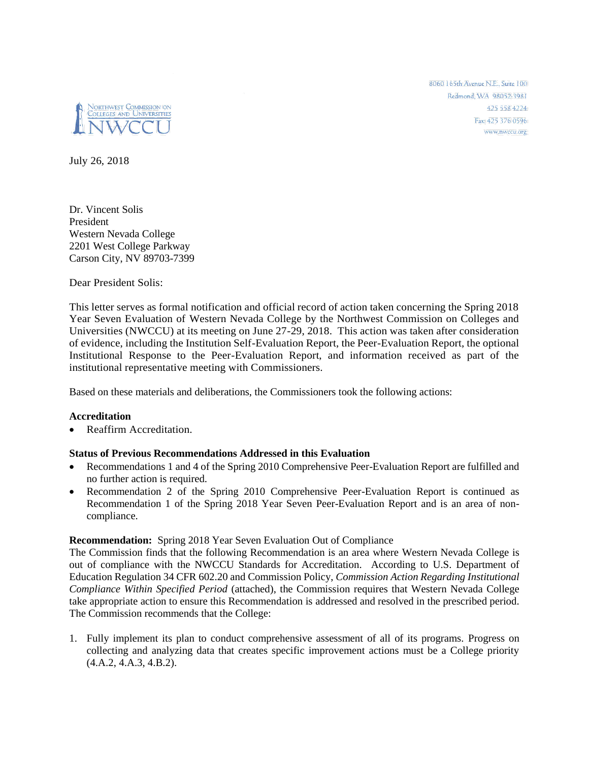Northwest Commission on Colleges and Universities
NWCCU

8060 165th Avenue N.E., Suite 100
Redmond, WA 98052-3981
425 558 4224
Fax: 425 376 0596
www.nwccu.org

July 26, 2018

Dr. Vincent Solis
President
Western Nevada College
2201 West College Parkway
Carson City, NV 89703-7399

Dear President Solis:

This letter serves as formal notification and official record of action taken concerning the Spring 2018 Year Seven Evaluation of Western Nevada College by the Northwest Commission on Colleges and Universities (NWCCU) at its meeting on June 27-29, 2018. This action was taken after consideration of evidence, including the Institution Self-Evaluation Report, the Peer-Evaluation Report, the optional Institutional Response to the Peer-Evaluation Report, and information received as part of the institutional representative meeting with Commissioners.

Based on these materials and deliberations, the Commissioners took the following actions:

**Accreditation**

- Reaffirm Accreditation.

**Status of Previous Recommendations Addressed in this Evaluation**

- Recommendations 1 and 4 of the Spring 2010 Comprehensive Peer-Evaluation Report are fulfilled and no further action is required.
- Recommendation 2 of the Spring 2010 Comprehensive Peer-Evaluation Report is continued as Recommendation 1 of the Spring 2018 Year Seven Peer-Evaluation Report and is an area of non-compliance.

**Recommendation:** Spring 2018 Year Seven Evaluation Out of Compliance

The Commission finds that the following Recommendation is an area where Western Nevada College is out of compliance with the NWCCU Standards for Accreditation. According to U.S. Department of Education Regulation 34 CFR 602.20 and Commission Policy, *Commission Action Regarding Institutional Compliance Within Specified Period* (attached), the Commission requires that Western Nevada College take appropriate action to ensure this Recommendation is addressed and resolved in the prescribed period. The Commission recommends that the College:

1. Fully implement its plan to conduct comprehensive assessment of all of its programs. Progress on collecting and analyzing data that creates specific improvement actions must be a College priority (4.A.2, 4.A.3, 4.B.2).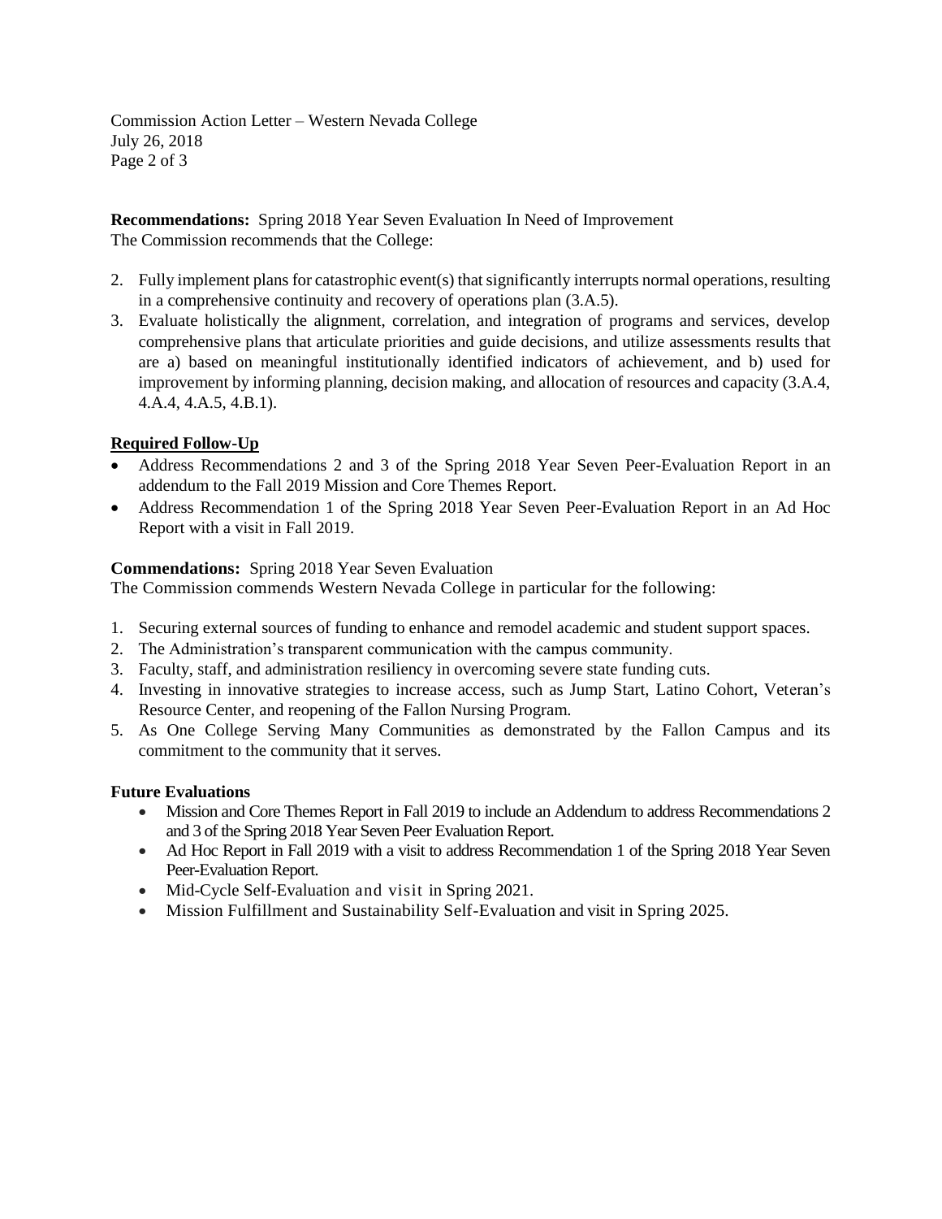**Recommendations:** Spring 2018 Year Seven Evaluation In Need of Improvement
The Commission recommends that the College:

2. Fully implement plans for catastrophic event(s) that significantly interrupts normal operations, resulting in a comprehensive continuity and recovery of operations plan (3.A.5).
3. Evaluate holistically the alignment, correlation, and integration of programs and services, develop comprehensive plans that articulate priorities and guide decisions, and utilize assessments results that are a) based on meaningful institutionally identified indicators of achievement, and b) used for improvement by informing planning, decision making, and allocation of resources and capacity (3.A.4, 4.A.4, 4.A.5, 4.B.1).

**<u>Required Follow-Up</u>**

- Address Recommendations 2 and 3 of the Spring 2018 Year Seven Peer-Evaluation Report in an addendum to the Fall 2019 Mission and Core Themes Report.
- Address Recommendation 1 of the Spring 2018 Year Seven Peer-Evaluation Report in an Ad Hoc Report with a visit in Fall 2019.

**Commendations:** Spring 2018 Year Seven Evaluation
The Commission commends Western Nevada College in particular for the following:

1. Securing external sources of funding to enhance and remodel academic and student support spaces.
2. The Administration's transparent communication with the campus community.
3. Faculty, staff, and administration resiliency in overcoming severe state funding cuts.
4. Investing in innovative strategies to increase access, such as Jump Start, Latino Cohort, Veteran's Resource Center, and reopening of the Fallon Nursing Program.
5. As One College Serving Many Communities as demonstrated by the Fallon Campus and its commitment to the community that it serves.

**Future Evaluations**

- Mission and Core Themes Report in Fall 2019 to include an Addendum to address Recommendations 2 and 3 of the Spring 2018 Year Seven Peer Evaluation Report.
- Ad Hoc Report in Fall 2019 with a visit to address Recommendation 1 of the Spring 2018 Year Seven Peer-Evaluation Report.
- Mid-Cycle Self-Evaluation and visit in Spring 2021.
- Mission Fulfillment and Sustainability Self-Evaluation and visit in Spring 2025.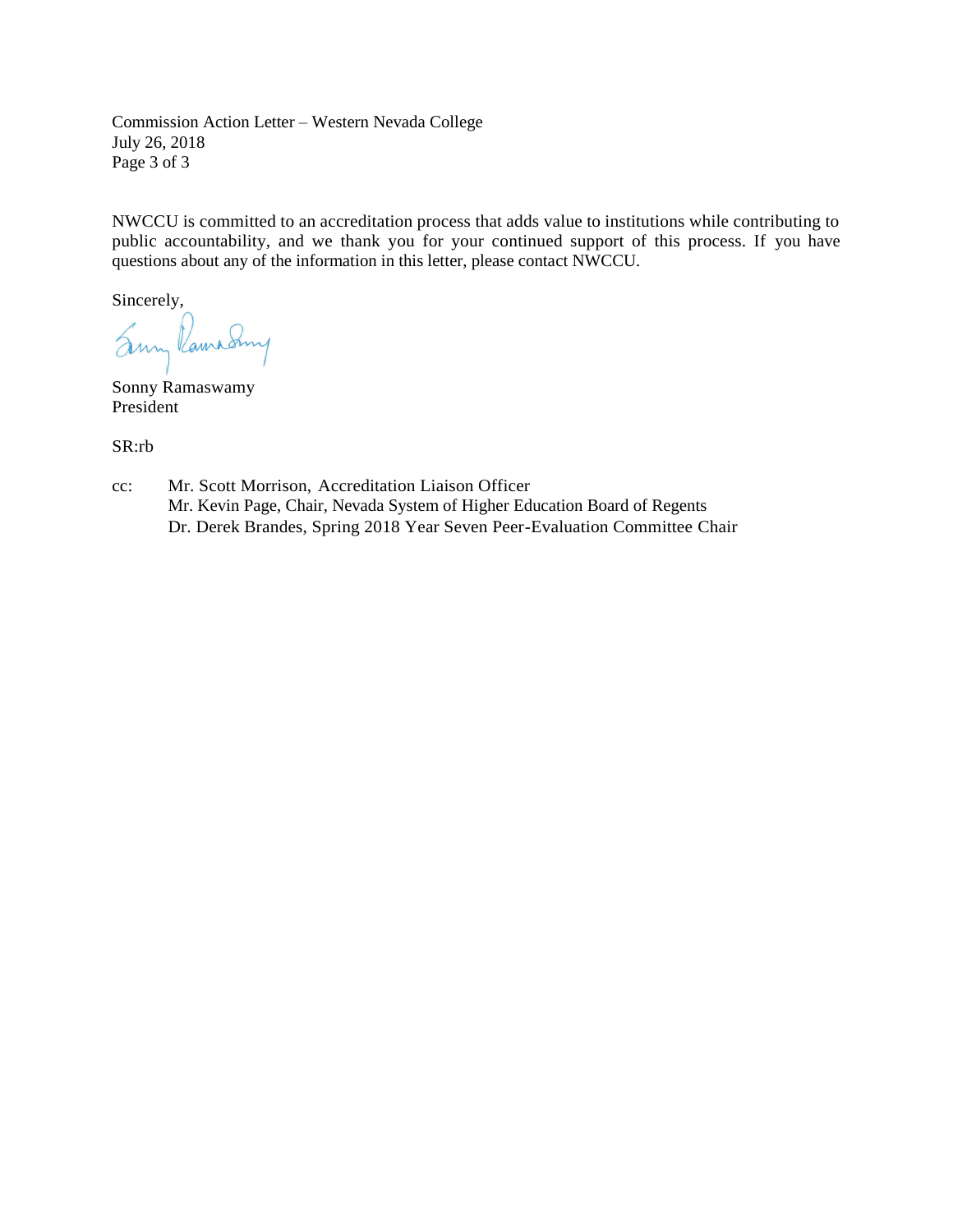NWCCU is committed to an accreditation process that adds value to institutions while contributing to public accountability, and we thank you for your continued support of this process. If you have questions about any of the information in this letter, please contact NWCCU.

Sincerely,

Sonny Ramaswamy
President

SR:rb

cc: Mr. Scott Morrison, Accreditation Liaison Officer
Mr. Kevin Page, Chair, Nevada System of Higher Education Board of Regents
Dr. Derek Brandes, Spring 2018 Year Seven Peer-Evaluation Committee Chair